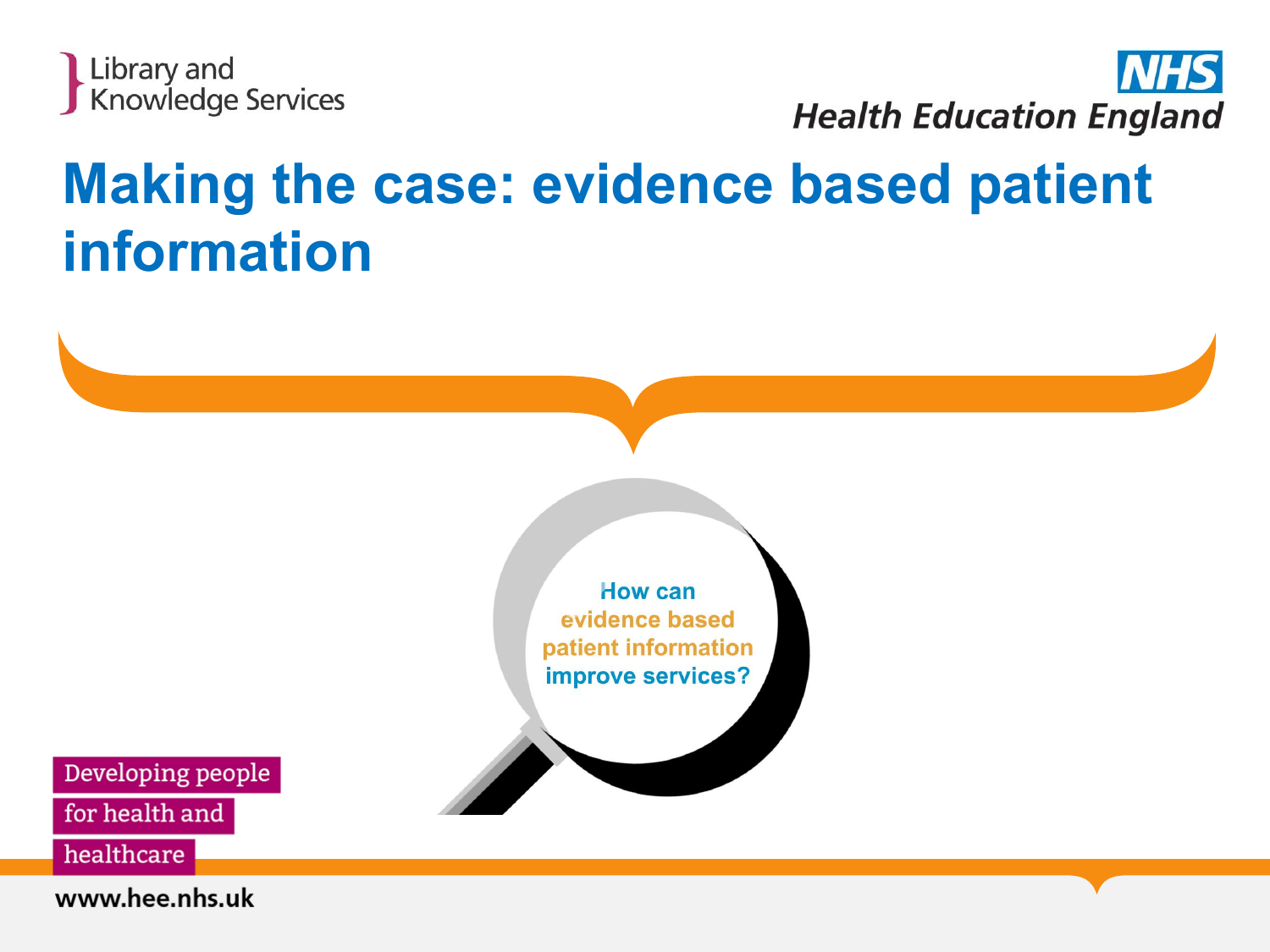Library and Knowledge Services

NHS Health Education England

# Making the case: evidence based patient information

How can evidence based patient information improve services?

Developing people for health and healthcare

www.hee.nhs.uk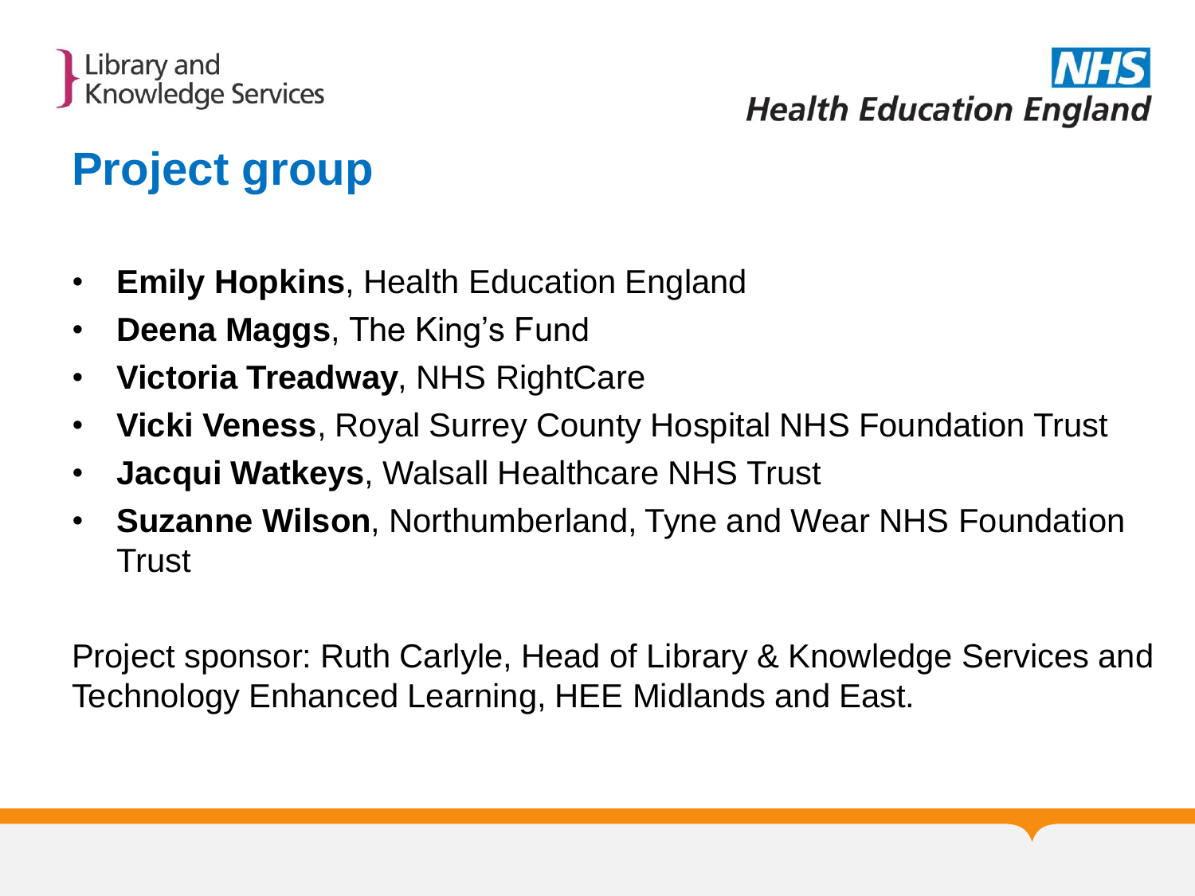# Project group

- **Emily Hopkins**, Health Education England
- **Deena Maggs**, The King's Fund
- **Victoria Treadway**, NHS RightCare
- **Vicki Veness**, Royal Surrey County Hospital NHS Foundation Trust
- **Jacqui Watkeys**, Walsall Healthcare NHS Trust
- **Suzanne Wilson**, Northumberland, Tyne and Wear NHS Foundation Trust

Project sponsor: Ruth Carlyle, Head of Library & Knowledge Services and Technology Enhanced Learning, HEE Midlands and East.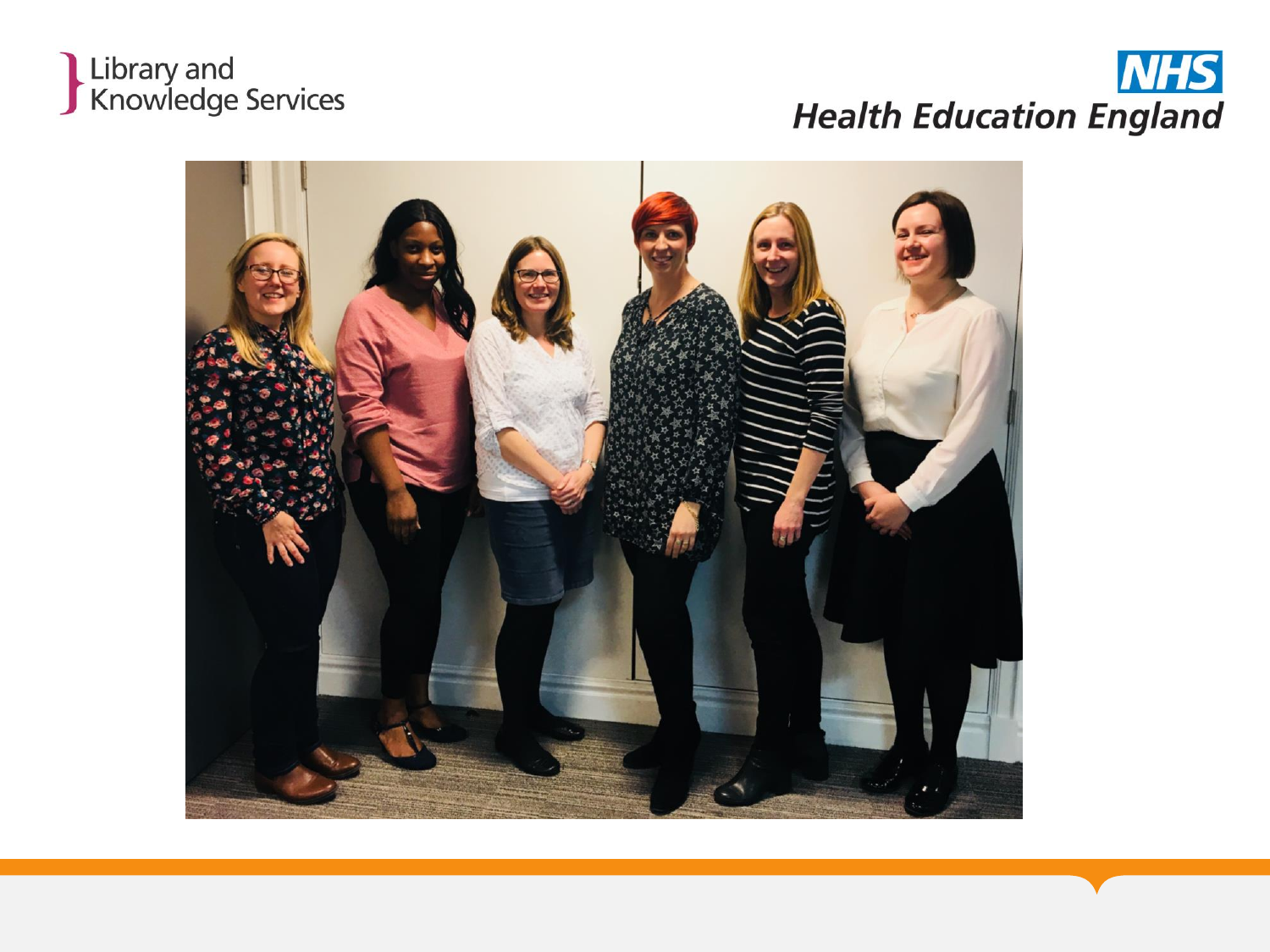Library and Knowledge Services

NHS Health Education England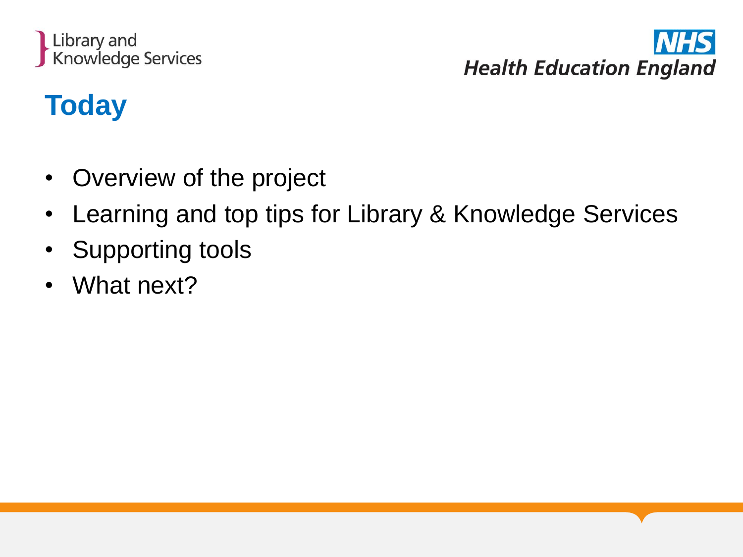# Today

- Overview of the project
- Learning and top tips for Library & Knowledge Services
- Supporting tools
- What next?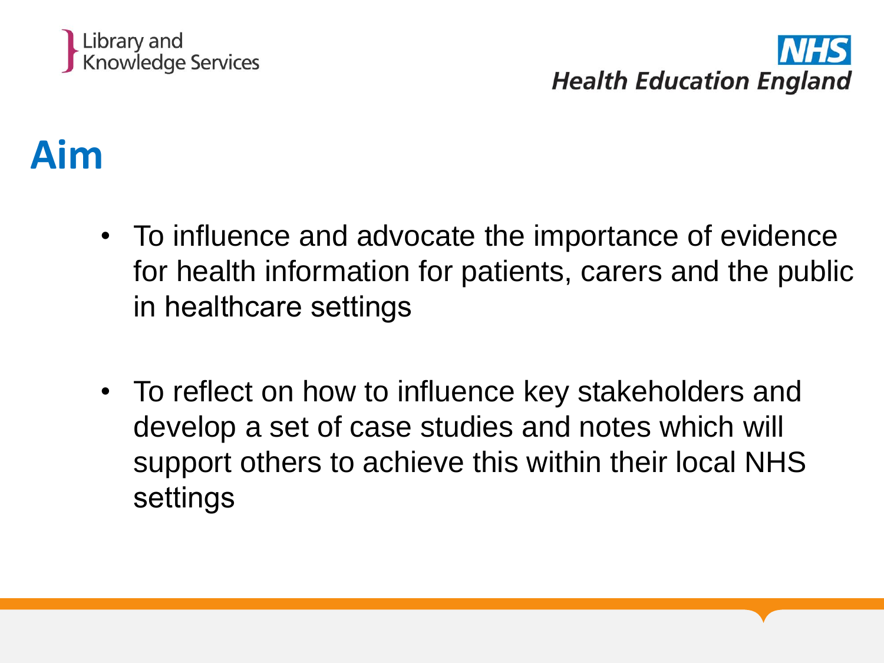# Aim

- To influence and advocate the importance of evidence for health information for patients, carers and the public in healthcare settings

- To reflect on how to influence key stakeholders and develop a set of case studies and notes which will support others to achieve this within their local NHS settings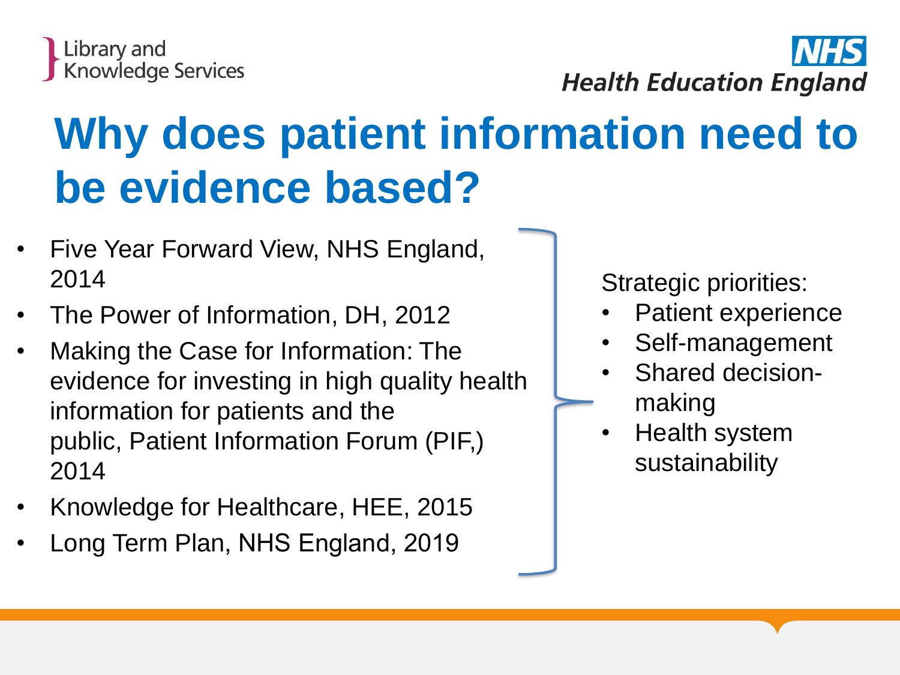# Why does patient information need to be evidence based?

- Five Year Forward View, NHS England, 2014
- The Power of Information, DH, 2012
- Making the Case for Information: The evidence for investing in high quality health information for patients and the public, Patient Information Forum (PIF,) 2014
- Knowledge for Healthcare, HEE, 2015
- Long Term Plan, NHS England, 2019

Strategic priorities:

- Patient experience
- Self-management
- Shared decision-making
- Health system sustainability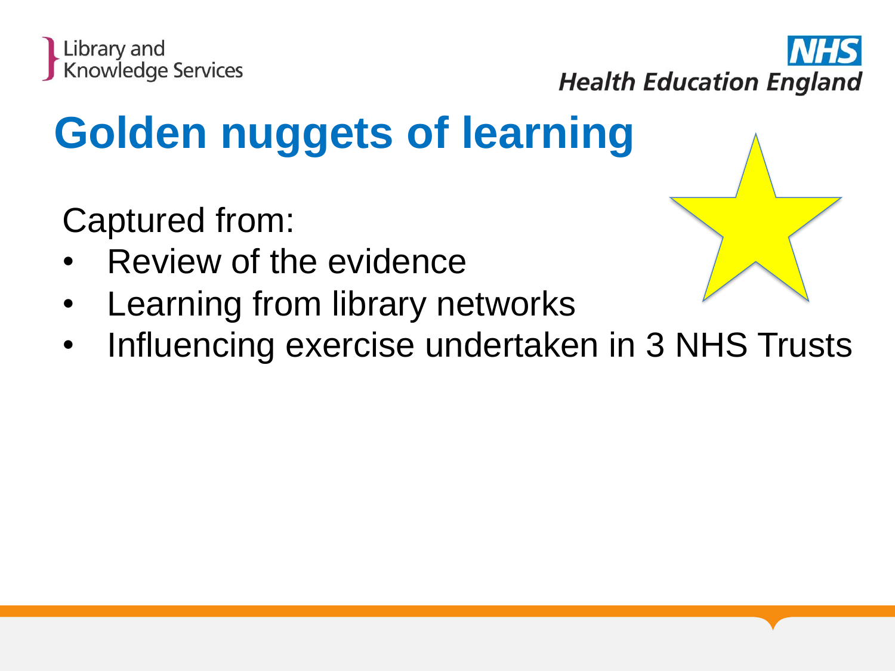# Golden nuggets of learning

Captured from:

- Review of the evidence
- Learning from library networks
- Influencing exercise undertaken in 3 NHS Trusts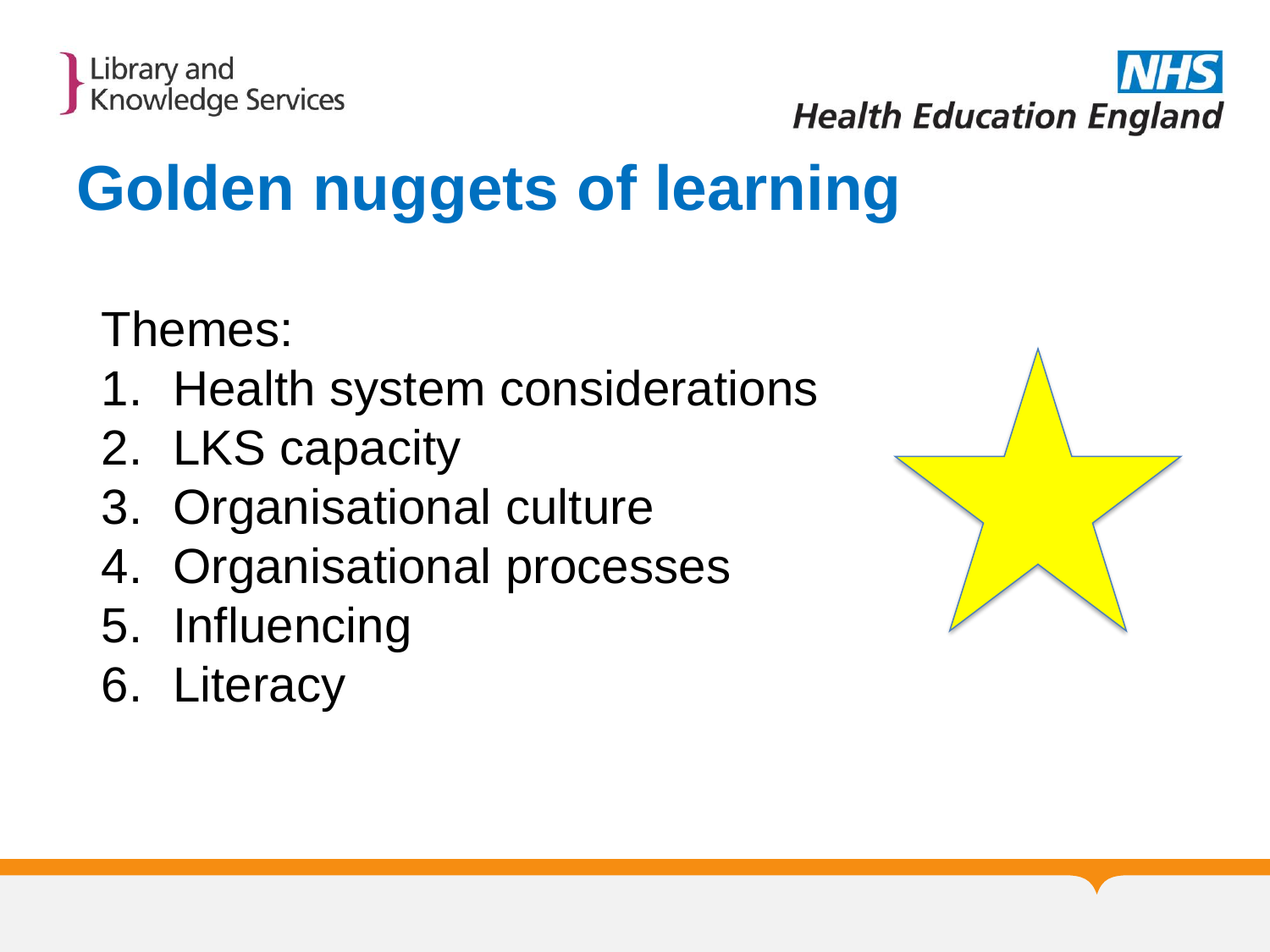# Golden nuggets of learning

Themes:

1. Health system considerations
2. LKS capacity
3. Organisational culture
4. Organisational processes
5. Influencing
6. Literacy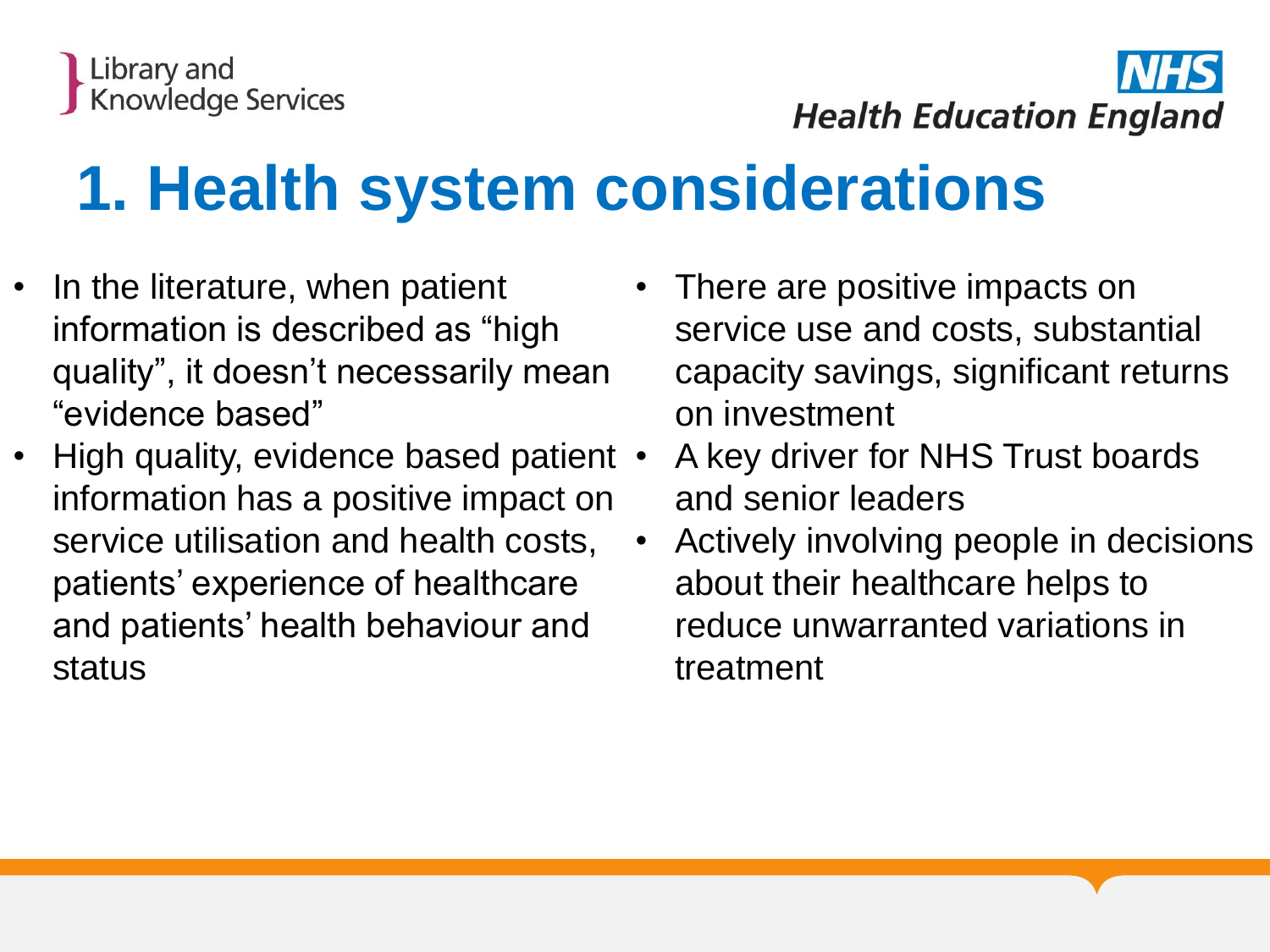# 1. Health system considerations

- In the literature, when patient information is described as "high quality", it doesn't necessarily mean "evidence based"
- High quality, evidence based patient information has a positive impact on service utilisation and health costs, patients' experience of healthcare and patients' health behaviour and status
- There are positive impacts on service use and costs, substantial capacity savings, significant returns on investment
- A key driver for NHS Trust boards and senior leaders
- Actively involving people in decisions about their healthcare helps to reduce unwarranted variations in treatment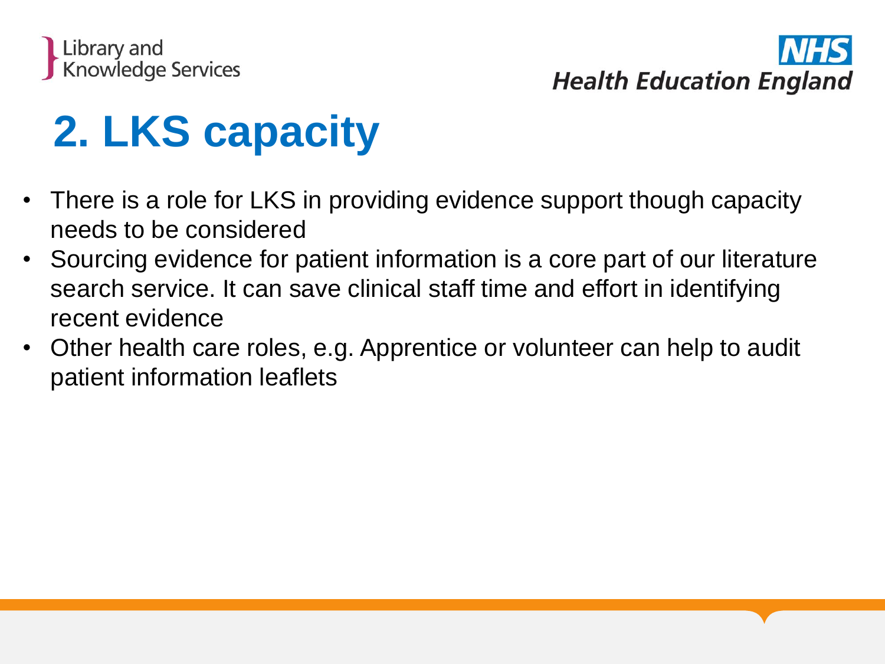# 2. LKS capacity

- There is a role for LKS in providing evidence support though capacity needs to be considered
- Sourcing evidence for patient information is a core part of our literature search service. It can save clinical staff time and effort in identifying recent evidence
- Other health care roles, e.g. Apprentice or volunteer can help to audit patient information leaflets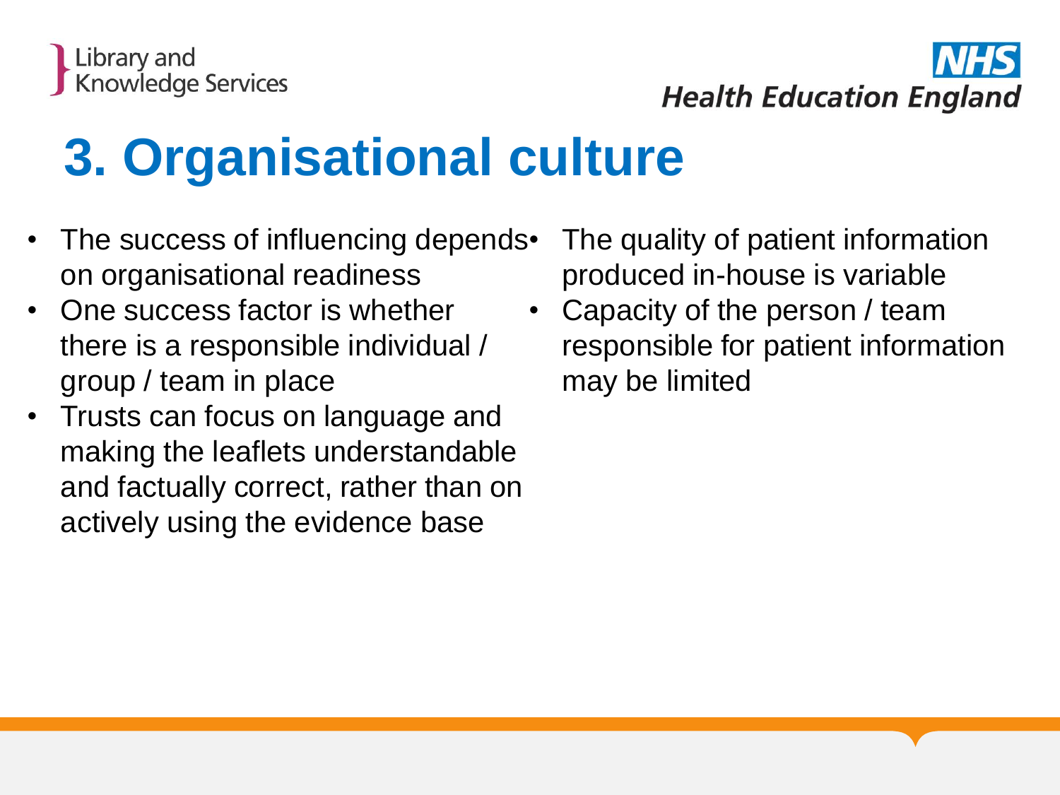# 3. Organisational culture

- The success of influencing depends on organisational readiness
- One success factor is whether there is a responsible individual / group / team in place
- Trusts can focus on language and making the leaflets understandable and factually correct, rather than on actively using the evidence base
- The quality of patient information produced in-house is variable
- Capacity of the person / team responsible for patient information may be limited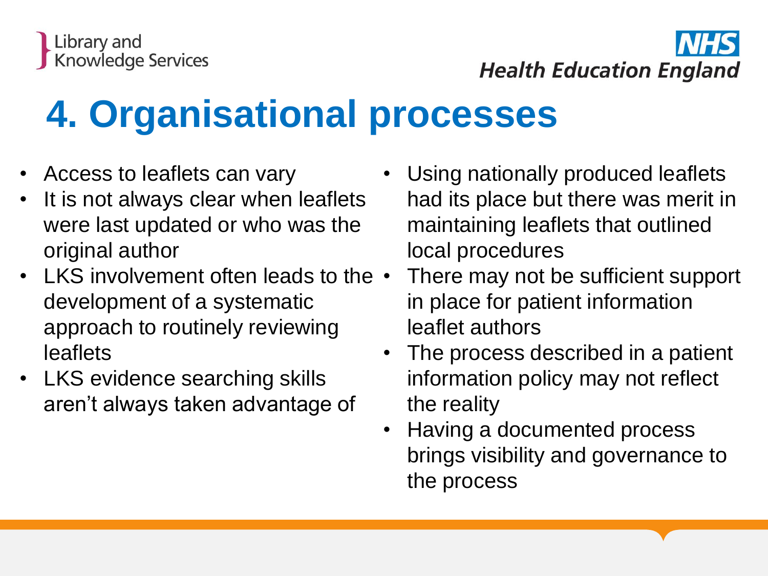# 4. Organisational processes

- Access to leaflets can vary
- It is not always clear when leaflets were last updated or who was the original author
- LKS involvement often leads to the development of a systematic approach to routinely reviewing leaflets
- LKS evidence searching skills aren't always taken advantage of
- Using nationally produced leaflets had its place but there was merit in maintaining leaflets that outlined local procedures
- There may not be sufficient support in place for patient information leaflet authors
- The process described in a patient information policy may not reflect the reality
- Having a documented process brings visibility and governance to the process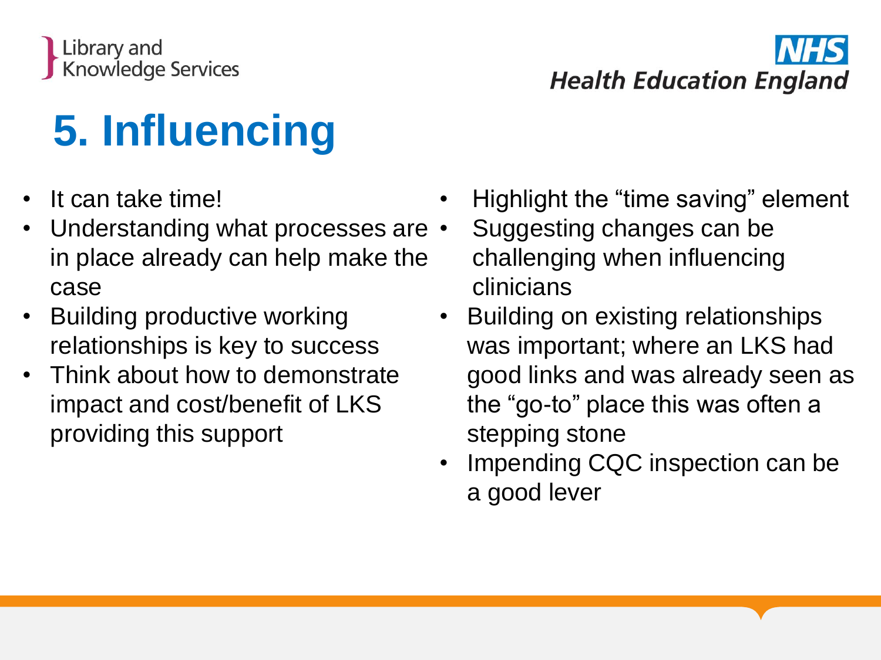# 5. Influencing

- It can take time!
- Understanding what processes are in place already can help make the case
- Building productive working relationships is key to success
- Think about how to demonstrate impact and cost/benefit of LKS providing this support
- Highlight the "time saving" element
- Suggesting changes can be challenging when influencing clinicians
- Building on existing relationships was important; where an LKS had good links and was already seen as the "go-to" place this was often a stepping stone
- Impending CQC inspection can be a good lever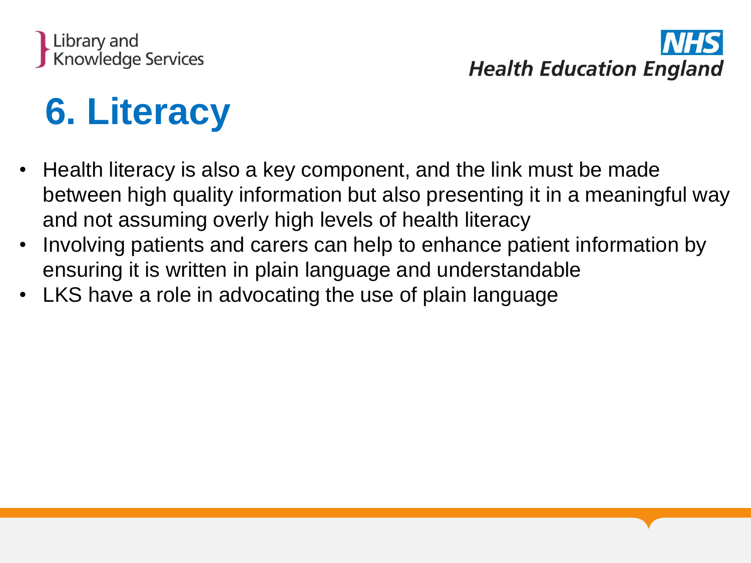# 6. Literacy

- Health literacy is also a key component, and the link must be made between high quality information but also presenting it in a meaningful way and not assuming overly high levels of health literacy
- Involving patients and carers can help to enhance patient information by ensuring it is written in plain language and understandable
- LKS have a role in advocating the use of plain language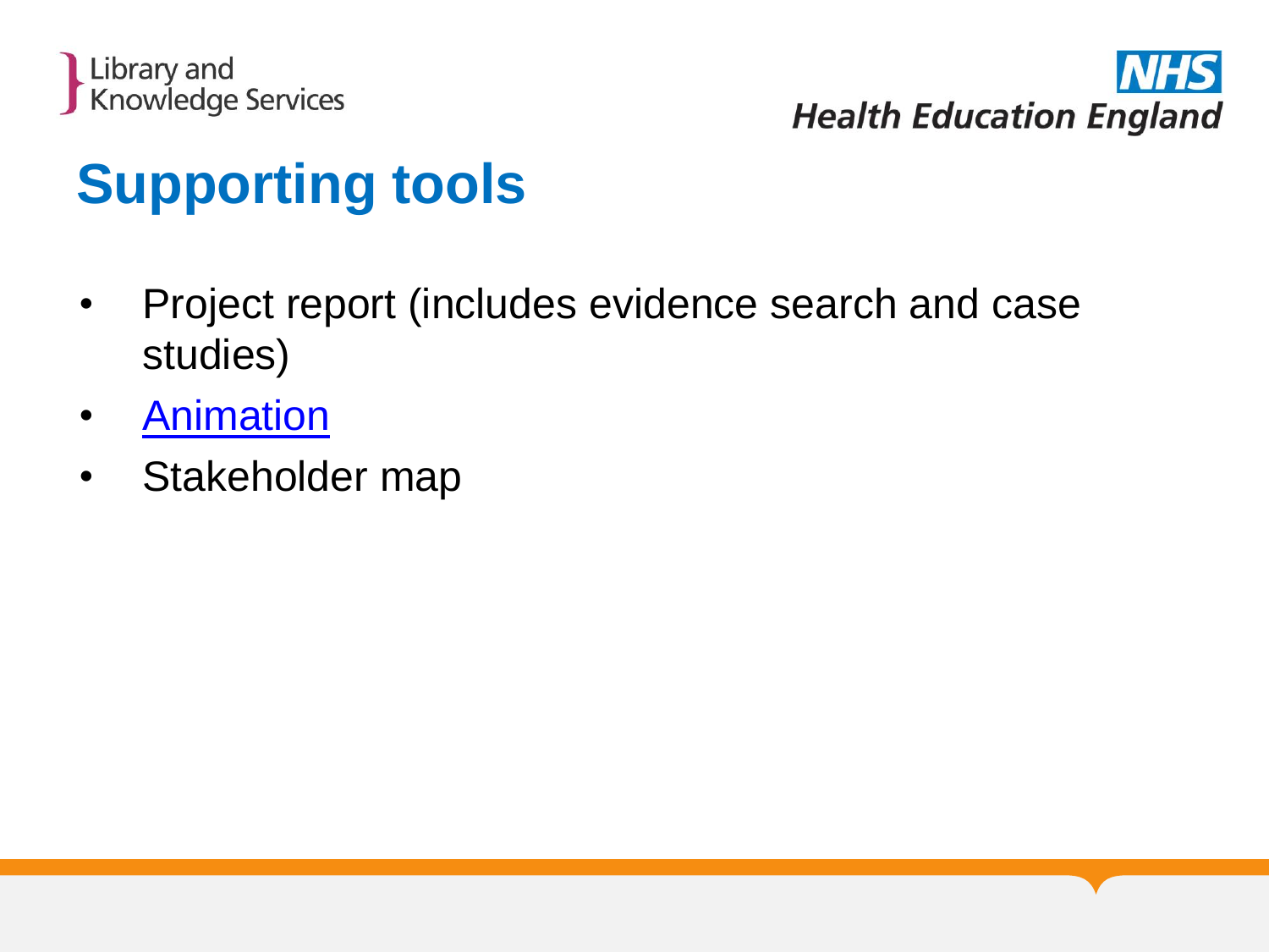# Supporting tools

- Project report (includes evidence search and case studies)
- Animation
- Stakeholder map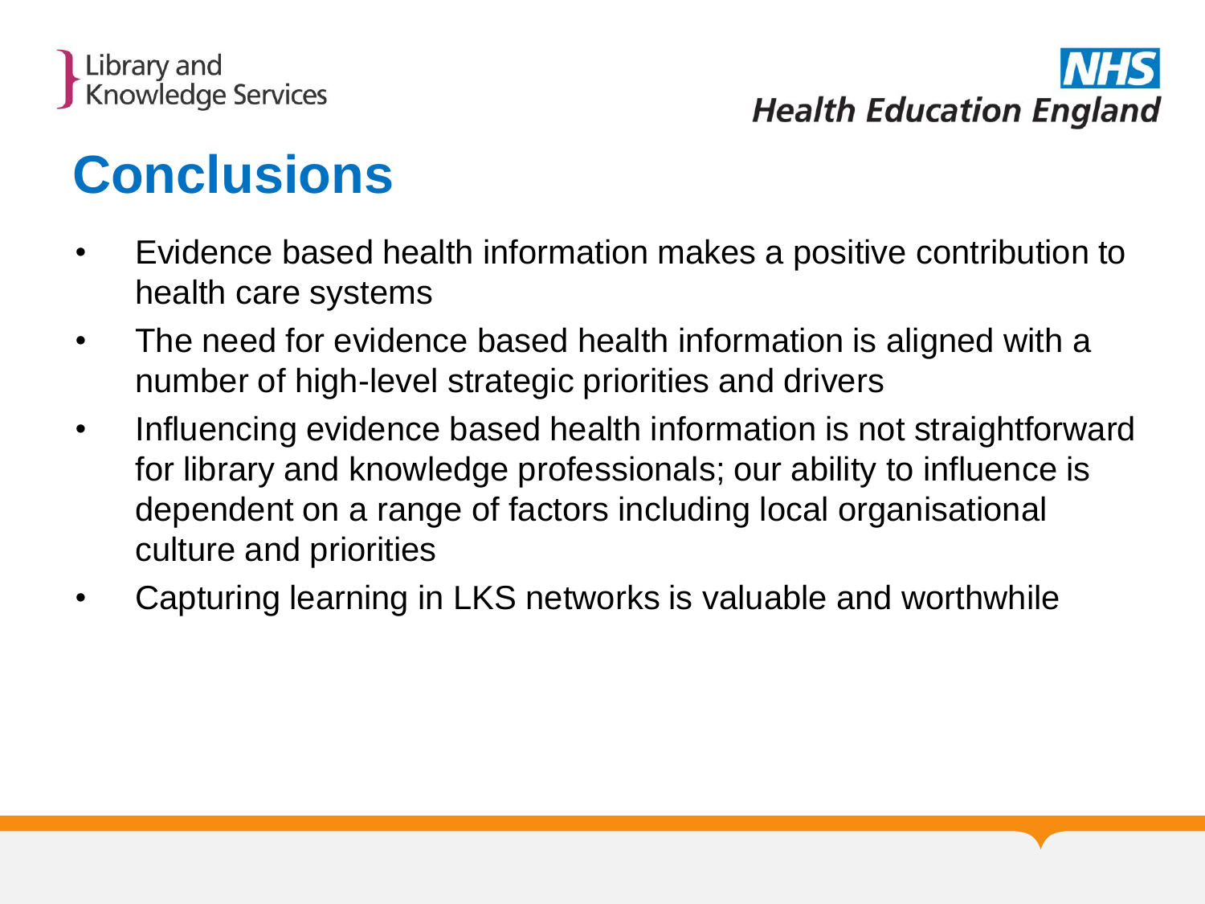# Conclusions

- Evidence based health information makes a positive contribution to health care systems
- The need for evidence based health information is aligned with a number of high-level strategic priorities and drivers
- Influencing evidence based health information is not straightforward for library and knowledge professionals; our ability to influence is dependent on a range of factors including local organisational culture and priorities
- Capturing learning in LKS networks is valuable and worthwhile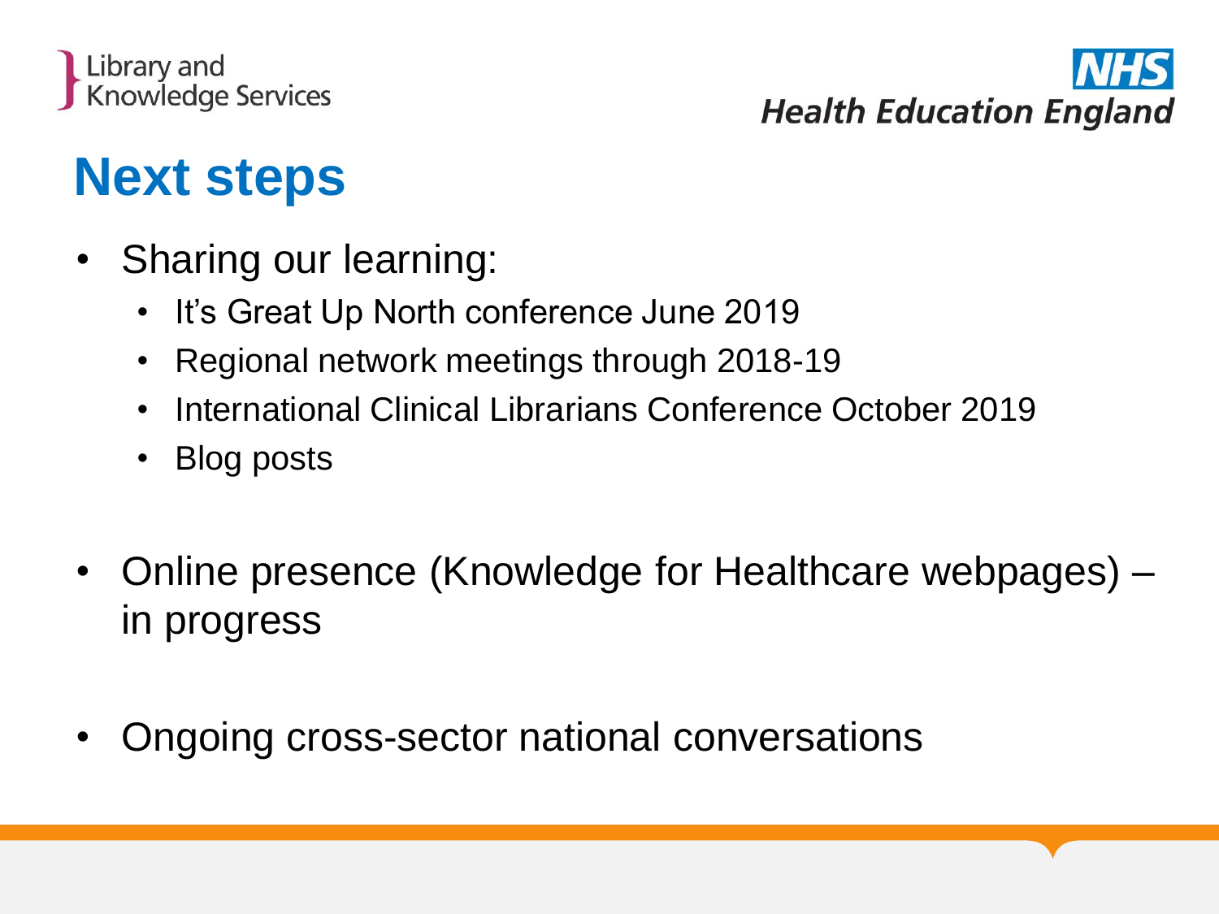# Next steps

- Sharing our learning:
  - It's Great Up North conference June 2019
  - Regional network meetings through 2018-19
  - International Clinical Librarians Conference October 2019
  - Blog posts

- Online presence (Knowledge for Healthcare webpages) – in progress

- Ongoing cross-sector national conversations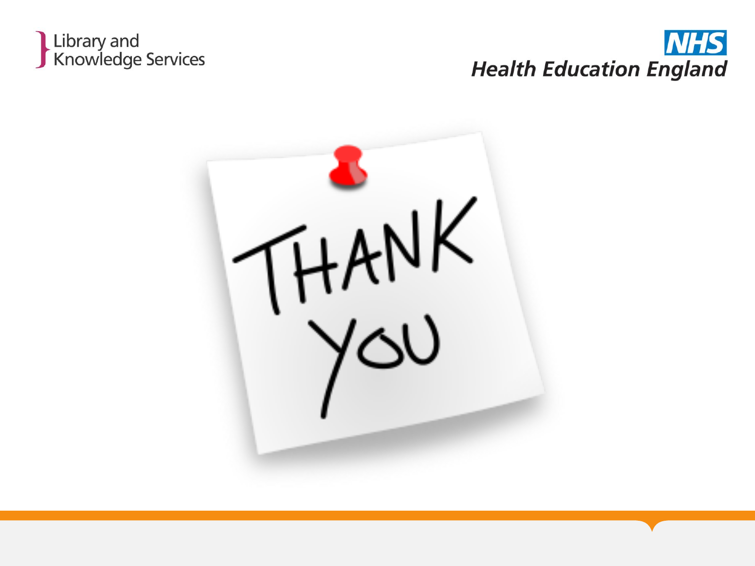Library and Knowledge Services

NHS Health Education England

THANK YOU